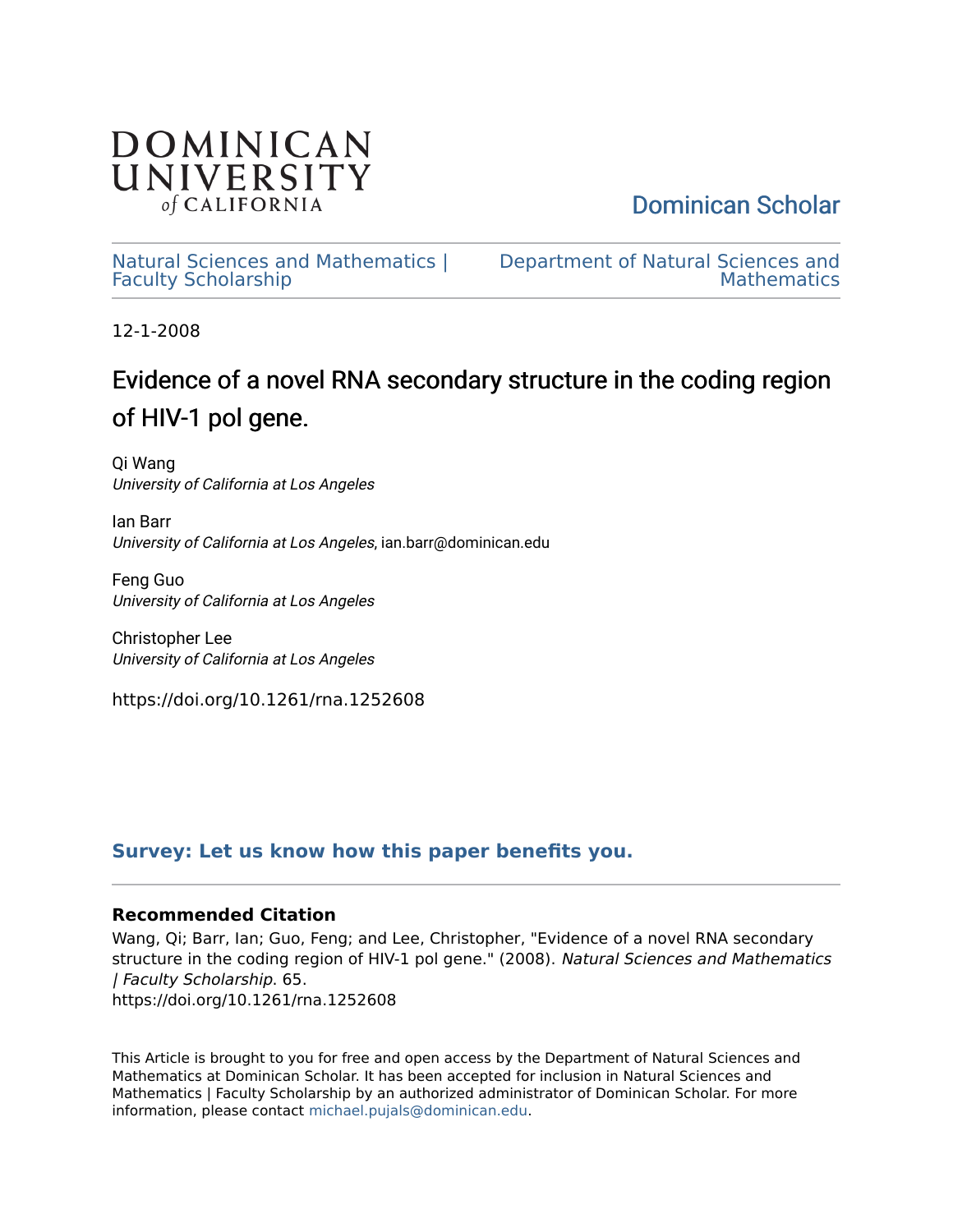DOMINICAN UNIVERSITY of CALIFORNIA

Dominican Scholar

Natural Sciences and Mathematics | Faculty Scholarship

Department of Natural Sciences and Mathematics

12-1-2008

# Evidence of a novel RNA secondary structure in the coding region of HIV-1 pol gene.

Qi Wang
*University of California at Los Angeles*

Ian Barr
*University of California at Los Angeles*, ian.barr@dominican.edu

Feng Guo
*University of California at Los Angeles*

Christopher Lee
*University of California at Los Angeles*

https://doi.org/10.1261/rna.1252608

**Survey: Let us know how this paper benefits you.**

### Recommended Citation

Wang, Qi; Barr, Ian; Guo, Feng; and Lee, Christopher, "Evidence of a novel RNA secondary structure in the coding region of HIV-1 pol gene." (2008). *Natural Sciences and Mathematics | Faculty Scholarship*. 65.
https://doi.org/10.1261/rna.1252608

This Article is brought to you for free and open access by the Department of Natural Sciences and Mathematics at Dominican Scholar. It has been accepted for inclusion in Natural Sciences and Mathematics | Faculty Scholarship by an authorized administrator of Dominican Scholar. For more information, please contact michael.pujals@dominican.edu.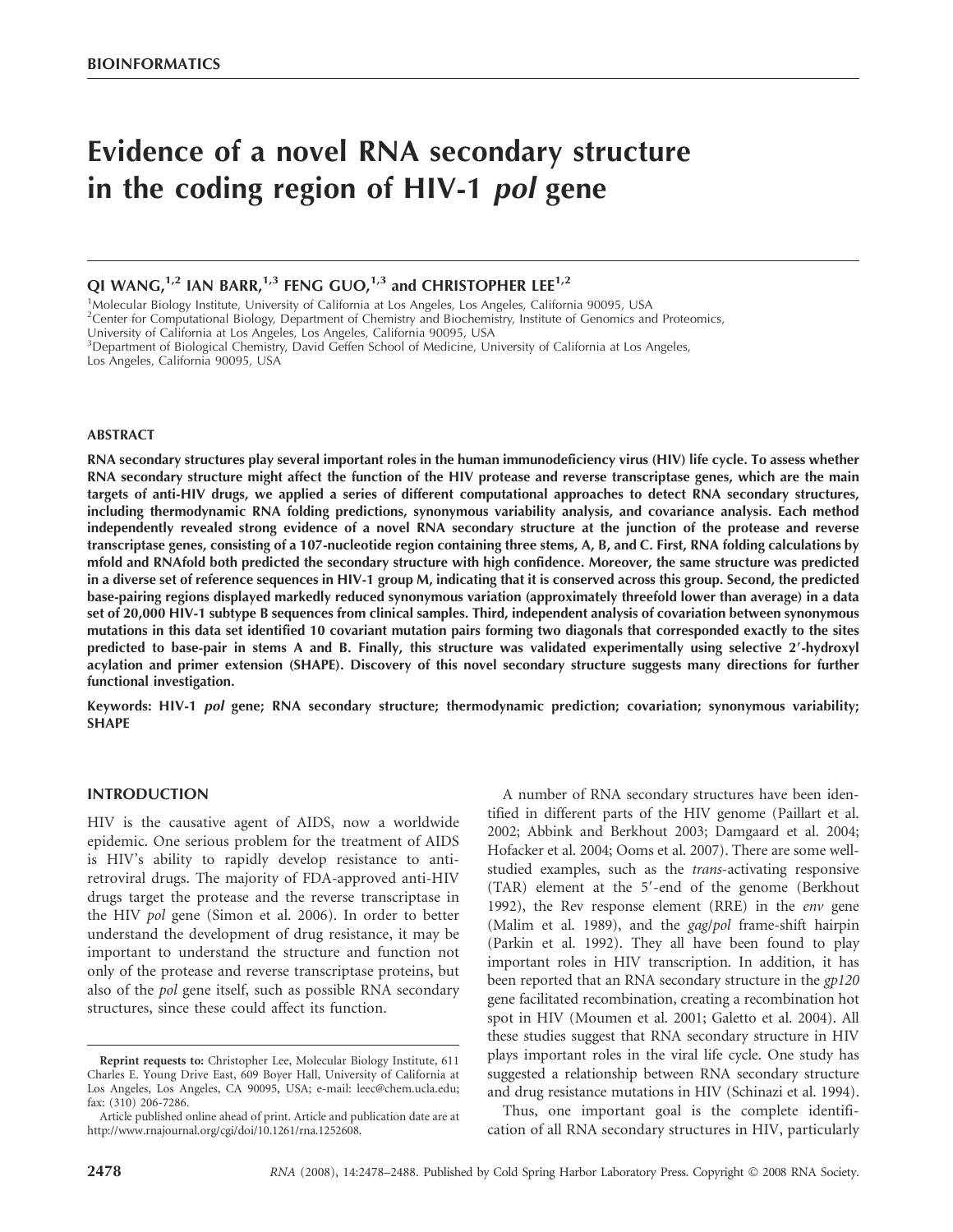BIOINFORMATICS

# Evidence of a novel RNA secondary structure in the coding region of HIV-1 *pol* gene

**QI WANG,[1,2] IAN BARR,[1,3] FENG GUO,[1,3] and CHRISTOPHER LEE[1,2]**

[1]Molecular Biology Institute, University of California at Los Angeles, Los Angeles, California 90095, USA
[2]Center for Computational Biology, Department of Chemistry and Biochemistry, Institute of Genomics and Proteomics, University of California at Los Angeles, Los Angeles, California 90095, USA
[3]Department of Biological Chemistry, David Geffen School of Medicine, University of California at Los Angeles, Los Angeles, California 90095, USA

## ABSTRACT

**RNA secondary structures play several important roles in the human immunodeficiency virus (HIV) life cycle. To assess whether RNA secondary structure might affect the function of the HIV protease and reverse transcriptase genes, which are the main targets of anti-HIV drugs, we applied a series of different computational approaches to detect RNA secondary structures, including thermodynamic RNA folding predictions, synonymous variability analysis, and covariance analysis. Each method independently revealed strong evidence of a novel RNA secondary structure at the junction of the protease and reverse transcriptase genes, consisting of a 107-nucleotide region containing three stems, A, B, and C. First, RNA folding calculations by mfold and RNAfold both predicted the secondary structure with high confidence. Moreover, the same structure was predicted in a diverse set of reference sequences in HIV-1 group M, indicating that it is conserved across this group. Second, the predicted base-pairing regions displayed markedly reduced synonymous variation (approximately threefold lower than average) in a data set of 20,000 HIV-1 subtype B sequences from clinical samples. Third, independent analysis of covariation between synonymous mutations in this data set identified 10 covariant mutation pairs forming two diagonals that corresponded exactly to the sites predicted to base-pair in stems A and B. Finally, this structure was validated experimentally using selective 2′-hydroxyl acylation and primer extension (SHAPE). Discovery of this novel secondary structure suggests many directions for further functional investigation.**

**Keywords: HIV-1 *pol* gene; RNA secondary structure; thermodynamic prediction; covariation; synonymous variability; SHAPE**

## INTRODUCTION

HIV is the causative agent of AIDS, now a worldwide epidemic. One serious problem for the treatment of AIDS is HIV's ability to rapidly develop resistance to antiretroviral drugs. The majority of FDA-approved anti-HIV drugs target the protease and the reverse transcriptase in the HIV *pol* gene (Simon et al. 2006). In order to better understand the development of drug resistance, it may be important to understand the structure and function not only of the protease and reverse transcriptase proteins, but also of the *pol* gene itself, such as possible RNA secondary structures, since these could affect its function.

A number of RNA secondary structures have been identified in different parts of the HIV genome (Paillart et al. 2002; Abbink and Berkhout 2003; Damgaard et al. 2004; Hofacker et al. 2004; Ooms et al. 2007). There are some well-studied examples, such as the *trans*-activating responsive (TAR) element at the 5′-end of the genome (Berkhout 1992), the Rev response element (RRE) in the *env* gene (Malim et al. 1989), and the *gag*/*pol* frame-shift hairpin (Parkin et al. 1992). They all have been found to play important roles in HIV transcription. In addition, it has been reported that an RNA secondary structure in the *gp120* gene facilitated recombination, creating a recombination hot spot in HIV (Moumen et al. 2001; Galetto et al. 2004). All these studies suggest that RNA secondary structure in HIV plays important roles in the viral life cycle. One study has suggested a relationship between RNA secondary structure and drug resistance mutations in HIV (Schinazi et al. 1994).

Thus, one important goal is the complete identification of all RNA secondary structures in HIV, particularly

---

**Reprint requests to:** Christopher Lee, Molecular Biology Institute, 611 Charles E. Young Drive East, 609 Boyer Hall, University of California at Los Angeles, Los Angeles, CA 90095, USA; e-mail: leec@chem.ucla.edu; fax: (310) 206-7286.

Article published online ahead of print. Article and publication date are at http://www.rnajournal.org/cgi/doi/10.1261/rna.1252608.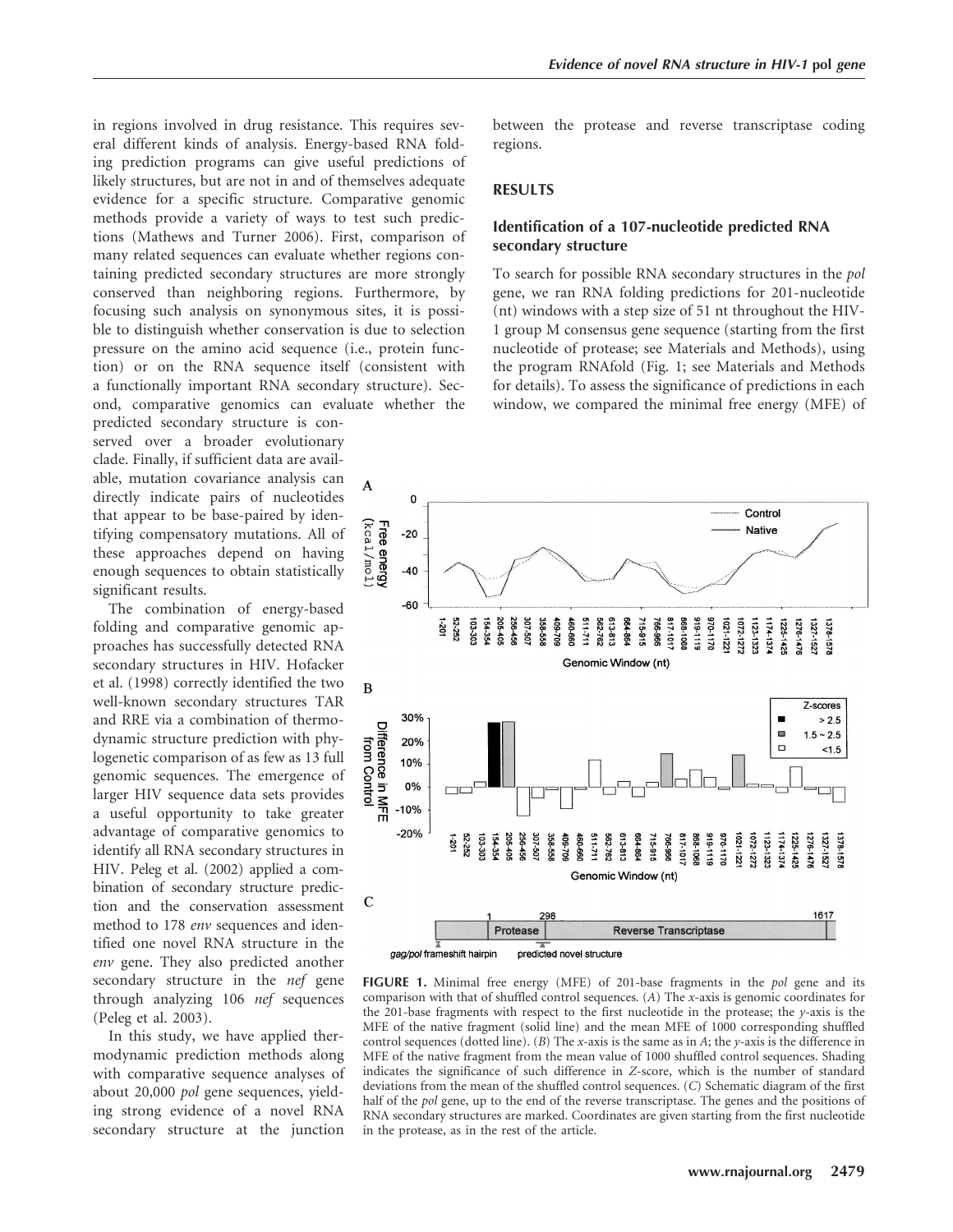in regions involved in drug resistance. This requires several different kinds of analysis. Energy-based RNA folding prediction programs can give useful predictions of likely structures, but are not in and of themselves adequate evidence for a specific structure. Comparative genomic methods provide a variety of ways to test such predictions (Mathews and Turner 2006). First, comparison of many related sequences can evaluate whether regions containing predicted secondary structures are more strongly conserved than neighboring regions. Furthermore, by focusing such analysis on synonymous sites, it is possible to distinguish whether conservation is due to selection pressure on the amino acid sequence (i.e., protein function) or on the RNA sequence itself (consistent with a functionally important RNA secondary structure). Second, comparative genomics can evaluate whether the predicted secondary structure is conserved over a broader evolutionary clade. Finally, if sufficient data are available, mutation covariance analysis can directly indicate pairs of nucleotides that appear to be base-paired by identifying compensatory mutations. All of these approaches depend on having enough sequences to obtain statistically significant results.

The combination of energy-based folding and comparative genomic approaches has successfully detected RNA secondary structures in HIV. Hofacker et al. (1998) correctly identified the two well-known secondary structures TAR and RRE via a combination of thermodynamic structure prediction with phylogenetic comparison of as few as 13 full genomic sequences. The emergence of larger HIV sequence data sets provides a useful opportunity to take greater advantage of comparative genomics to identify all RNA secondary structures in HIV. Peleg et al. (2002) applied a combination of secondary structure prediction and the conservation assessment method to 178 *env* sequences and identified one novel RNA structure in the *env* gene. They also predicted another secondary structure in the *nef* gene through analyzing 106 *nef* sequences (Peleg et al. 2003).

In this study, we have applied thermodynamic prediction methods along with comparative sequence analyses of about 20,000 *pol* gene sequences, yielding strong evidence of a novel RNA secondary structure at the junction between the protease and reverse transcriptase coding regions.

## RESULTS

### Identification of a 107-nucleotide predicted RNA secondary structure

To search for possible RNA secondary structures in the *pol* gene, we ran RNA folding predictions for 201-nucleotide (nt) windows with a step size of 51 nt throughout the HIV-1 group M consensus gene sequence (starting from the first nucleotide of protease; see Materials and Methods), using the program RNAfold (Fig. 1; see Materials and Methods for details). To assess the significance of predictions in each window, we compared the minimal free energy (MFE) of

**FIGURE 1.** Minimal free energy (MFE) of 201-base fragments in the *pol* gene and its comparison with that of shuffled control sequences. (*A*) The *x*-axis is genomic coordinates for the 201-base fragments with respect to the first nucleotide in the protease; the *y*-axis is the MFE of the native fragment (solid line) and the mean MFE of 1000 corresponding shuffled control sequences (dotted line). (*B*) The *x*-axis is the same as in *A*; the *y*-axis is the difference in MFE of the native fragment from the mean value of 1000 shuffled control sequences. Shading indicates the significance of such difference in *Z*-score, which is the number of standard deviations from the mean of the shuffled control sequences. (*C*) Schematic diagram of the first half of the *pol* gene, up to the end of the reverse transcriptase. The genes and the positions of RNA secondary structures are marked. Coordinates are given starting from the first nucleotide in the protease, as in the rest of the article.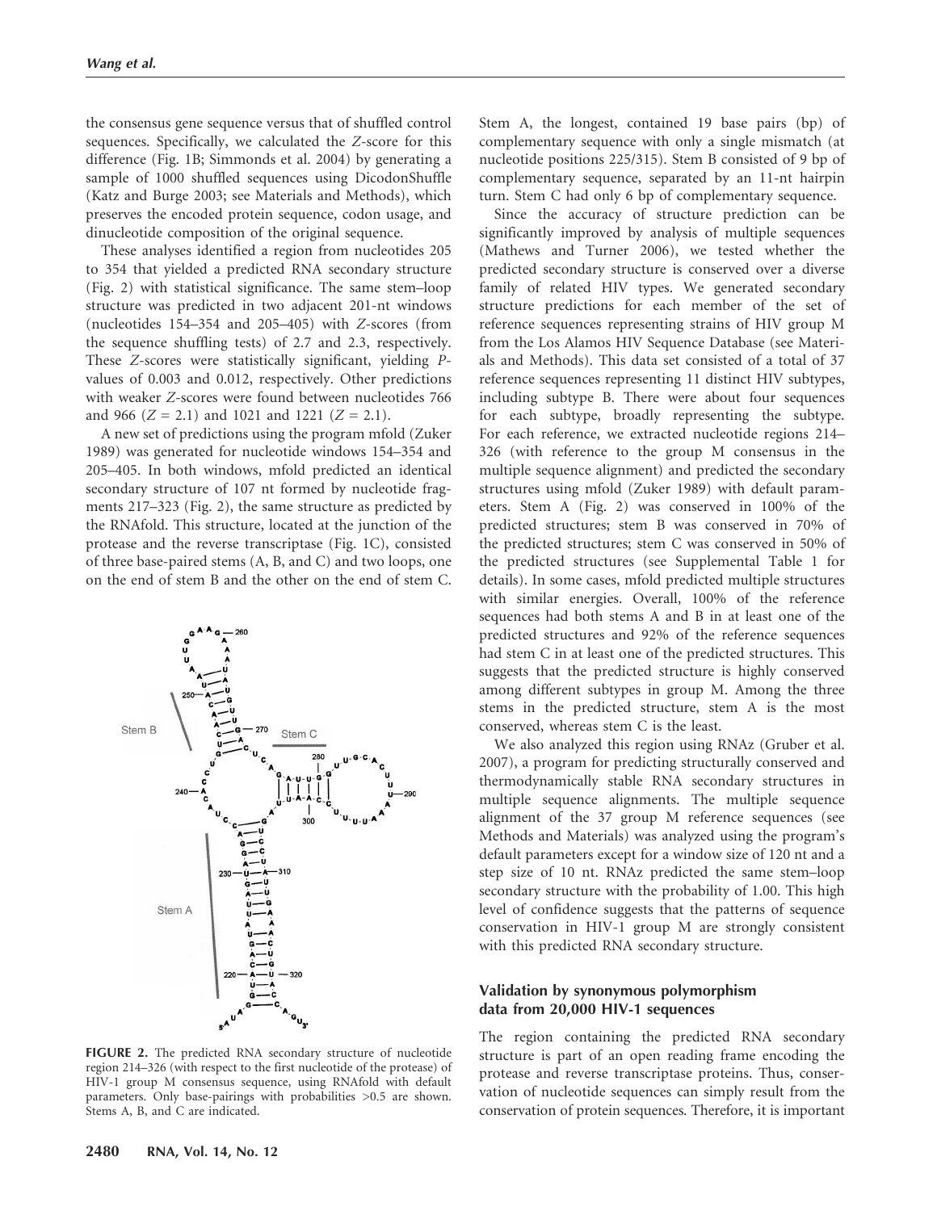the consensus gene sequence versus that of shuffled control sequences. Specifically, we calculated the Z-score for this difference (Fig. 1B; Simmonds et al. 2004) by generating a sample of 1000 shuffled sequences using DicodonShuffle (Katz and Burge 2003; see Materials and Methods), which preserves the encoded protein sequence, codon usage, and dinucleotide composition of the original sequence.

These analyses identified a region from nucleotides 205 to 354 that yielded a predicted RNA secondary structure (Fig. 2) with statistical significance. The same stem–loop structure was predicted in two adjacent 201-nt windows (nucleotides 154–354 and 205–405) with Z-scores (from the sequence shuffling tests) of 2.7 and 2.3, respectively. These Z-scores were statistically significant, yielding P-values of 0.003 and 0.012, respectively. Other predictions with weaker Z-scores were found between nucleotides 766 and 966 ($Z = 2.1$) and 1021 and 1221 ($Z = 2.1$).

A new set of predictions using the program mfold (Zuker 1989) was generated for nucleotide windows 154–354 and 205–405. In both windows, mfold predicted an identical secondary structure of 107 nt formed by nucleotide fragments 217–323 (Fig. 2), the same structure as predicted by the RNAfold. This structure, located at the junction of the protease and the reverse transcriptase (Fig. 1C), consisted of three base-paired stems (A, B, and C) and two loops, one on the end of stem B and the other on the end of stem C.

**FIGURE 2.** The predicted RNA secondary structure of nucleotide region 214–326 (with respect to the first nucleotide of the protease) of HIV-1 group M consensus sequence, using RNAfold with default parameters. Only base-pairings with probabilities >0.5 are shown. Stems A, B, and C are indicated.

Stem A, the longest, contained 19 base pairs (bp) of complementary sequence with only a single mismatch (at nucleotide positions 225/315). Stem B consisted of 9 bp of complementary sequence, separated by an 11-nt hairpin turn. Stem C had only 6 bp of complementary sequence.

Since the accuracy of structure prediction can be significantly improved by analysis of multiple sequences (Mathews and Turner 2006), we tested whether the predicted secondary structure is conserved over a diverse family of related HIV types. We generated secondary structure predictions for each member of the set of reference sequences representing strains of HIV group M from the Los Alamos HIV Sequence Database (see Materials and Methods). This data set consisted of a total of 37 reference sequences representing 11 distinct HIV subtypes, including subtype B. There were about four sequences for each subtype, broadly representing the subtype. For each reference, we extracted nucleotide regions 214–326 (with reference to the group M consensus in the multiple sequence alignment) and predicted the secondary structures using mfold (Zuker 1989) with default parameters. Stem A (Fig. 2) was conserved in 100% of the predicted structures; stem B was conserved in 70% of the predicted structures; stem C was conserved in 50% of the predicted structures (see Supplemental Table 1 for details). In some cases, mfold predicted multiple structures with similar energies. Overall, 100% of the reference sequences had both stems A and B in at least one of the predicted structures and 92% of the reference sequences had stem C in at least one of the predicted structures. This suggests that the predicted structure is highly conserved among different subtypes in group M. Among the three stems in the predicted structure, stem A is the most conserved, whereas stem C is the least.

We also analyzed this region using RNAz (Gruber et al. 2007), a program for predicting structurally conserved and thermodynamically stable RNA secondary structures in multiple sequence alignments. The multiple sequence alignment of the 37 group M reference sequences (see Methods and Materials) was analyzed using the program's default parameters except for a window size of 120 nt and a step size of 10 nt. RNAz predicted the same stem–loop secondary structure with the probability of 1.00. This high level of confidence suggests that the patterns of sequence conservation in HIV-1 group M are strongly consistent with this predicted RNA secondary structure.

### Validation by synonymous polymorphism data from 20,000 HIV-1 sequences

The region containing the predicted RNA secondary structure is part of an open reading frame encoding the protease and reverse transcriptase proteins. Thus, conservation of nucleotide sequences can simply result from the conservation of protein sequences. Therefore, it is important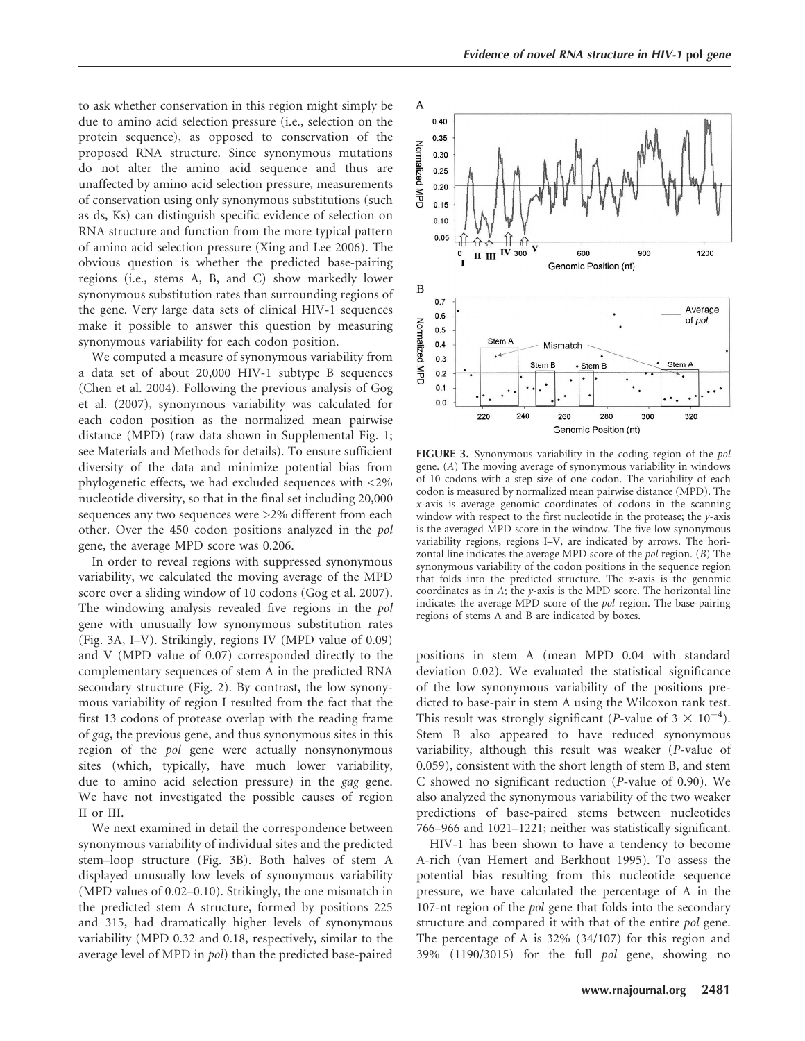to ask whether conservation in this region might simply be due to amino acid selection pressure (i.e., selection on the protein sequence), as opposed to conservation of the proposed RNA structure. Since synonymous mutations do not alter the amino acid sequence and thus are unaffected by amino acid selection pressure, measurements of conservation using only synonymous substitutions (such as ds, Ks) can distinguish specific evidence of selection on RNA structure and function from the more typical pattern of amino acid selection pressure (Xing and Lee 2006). The obvious question is whether the predicted base-pairing regions (i.e., stems A, B, and C) show markedly lower synonymous substitution rates than surrounding regions of the gene. Very large data sets of clinical HIV-1 sequences make it possible to answer this question by measuring synonymous variability for each codon position.

We computed a measure of synonymous variability from a data set of about 20,000 HIV-1 subtype B sequences (Chen et al. 2004). Following the previous analysis of Gog et al. (2007), synonymous variability was calculated for each codon position as the normalized mean pairwise distance (MPD) (raw data shown in Supplemental Fig. 1; see Materials and Methods for details). To ensure sufficient diversity of the data and minimize potential bias from phylogenetic effects, we had excluded sequences with <2% nucleotide diversity, so that in the final set including 20,000 sequences any two sequences were >2% different from each other. Over the 450 codon positions analyzed in the *pol* gene, the average MPD score was 0.206.

In order to reveal regions with suppressed synonymous variability, we calculated the moving average of the MPD score over a sliding window of 10 codons (Gog et al. 2007). The windowing analysis revealed five regions in the *pol* gene with unusually low synonymous substitution rates (Fig. 3A, I–V). Strikingly, regions IV (MPD value of 0.09) and V (MPD value of 0.07) corresponded directly to the complementary sequences of stem A in the predicted RNA secondary structure (Fig. 2). By contrast, the low synonymous variability of region I resulted from the fact that the first 13 codons of protease overlap with the reading frame of *gag*, the previous gene, and thus synonymous sites in this region of the *pol* gene were actually nonsynonymous sites (which, typically, have much lower variability, due to amino acid selection pressure) in the *gag* gene. We have not investigated the possible causes of region II or III.

We next examined in detail the correspondence between synonymous variability of individual sites and the predicted stem–loop structure (Fig. 3B). Both halves of stem A displayed unusually low levels of synonymous variability (MPD values of 0.02–0.10). Strikingly, the one mismatch in the predicted stem A structure, formed by positions 225 and 315, had dramatically higher levels of synonymous variability (MPD 0.32 and 0.18, respectively, similar to the average level of MPD in *pol*) than the predicted base-paired positions in stem A (mean MPD 0.04 with standard deviation 0.02). We evaluated the statistical significance of the low synonymous variability of the positions predicted to base-pair in stem A using the Wilcoxon rank test. This result was strongly significant (*P*-value of $3 \times 10^{-4}$). Stem B also appeared to have reduced synonymous variability, although this result was weaker (*P*-value of 0.059), consistent with the short length of stem B, and stem C showed no significant reduction (*P*-value of 0.90). We also analyzed the synonymous variability of the two weaker predictions of base-paired stems between nucleotides 766–966 and 1021–1221; neither was statistically significant.

**FIGURE 3.** Synonymous variability in the coding region of the *pol* gene. (*A*) The moving average of synonymous variability in windows of 10 codons with a step size of one codon. The variability of each codon is measured by normalized mean pairwise distance (MPD). The *x*-axis is average genomic coordinates of codons in the scanning window with respect to the first nucleotide in the protease; the *y*-axis is the averaged MPD score in the window. The five low synonymous variability regions, regions I–V, are indicated by arrows. The horizontal line indicates the average MPD score of the *pol* region. (*B*) The synonymous variability of the codon positions in the sequence region that folds into the predicted structure. The *x*-axis is the genomic coordinates as in *A*; the *y*-axis is the MPD score. The horizontal line indicates the average MPD score of the *pol* region. The base-pairing regions of stems A and B are indicated by boxes.

HIV-1 has been shown to have a tendency to become A-rich (van Hemert and Berkhout 1995). To assess the potential bias resulting from this nucleotide sequence pressure, we have calculated the percentage of A in the 107-nt region of the *pol* gene that folds into the secondary structure and compared it with that of the entire *pol* gene. The percentage of A is 32% (34/107) for this region and 39% (1190/3015) for the full *pol* gene, showing no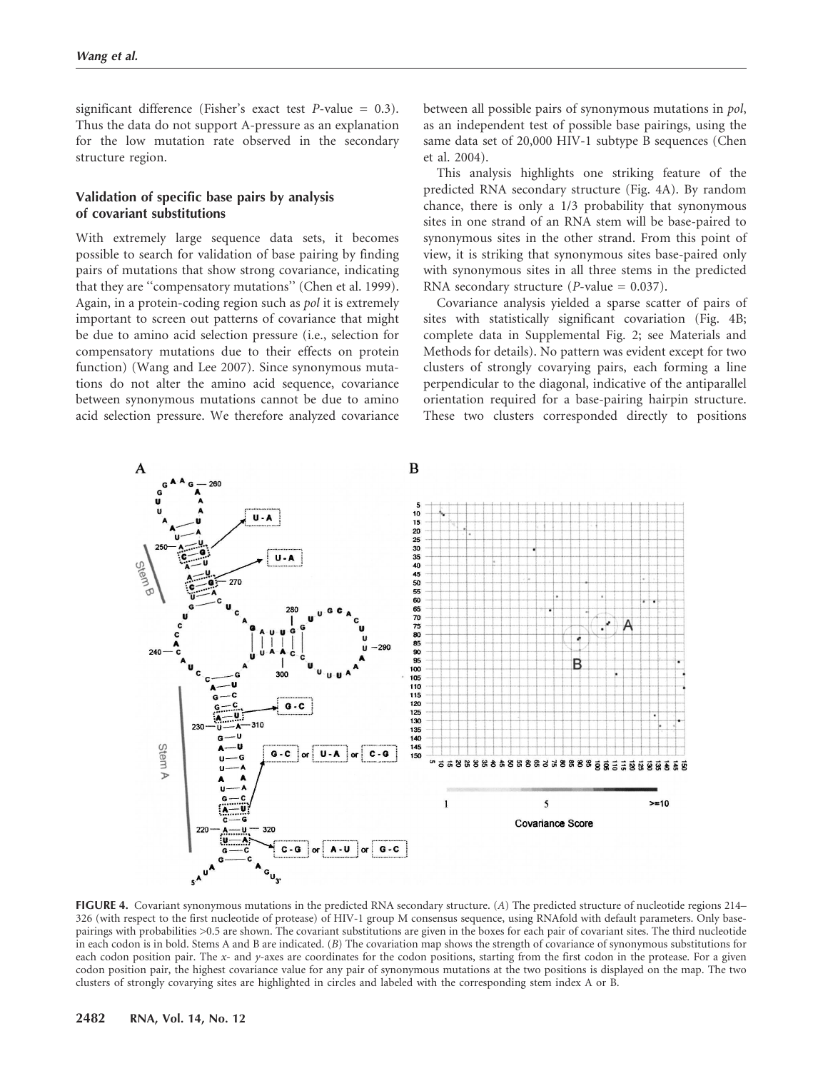significant difference (Fisher's exact test $P$-value = 0.3). Thus the data do not support A-pressure as an explanation for the low mutation rate observed in the secondary structure region.

### Validation of specific base pairs by analysis of covariant substitutions

With extremely large sequence data sets, it becomes possible to search for validation of base pairing by finding pairs of mutations that show strong covariance, indicating that they are "compensatory mutations" (Chen et al. 1999). Again, in a protein-coding region such as *pol* it is extremely important to screen out patterns of covariance that might be due to amino acid selection pressure (i.e., selection for compensatory mutations due to their effects on protein function) (Wang and Lee 2007). Since synonymous mutations do not alter the amino acid sequence, covariance between synonymous mutations cannot be due to amino acid selection pressure. We therefore analyzed covariance between all possible pairs of synonymous mutations in *pol*, as an independent test of possible base pairings, using the same data set of 20,000 HIV-1 subtype B sequences (Chen et al. 2004).

This analysis highlights one striking feature of the predicted RNA secondary structure (Fig. 4A). By random chance, there is only a 1/3 probability that synonymous sites in one strand of an RNA stem will be base-paired to synonymous sites in the other strand. From this point of view, it is striking that synonymous sites base-paired only with synonymous sites in all three stems in the predicted RNA secondary structure ($P$-value = 0.037).

Covariance analysis yielded a sparse scatter of pairs of sites with statistically significant covariation (Fig. 4B; complete data in Supplemental Fig. 2; see Materials and Methods for details). No pattern was evident except for two clusters of strongly covarying pairs, each forming a line perpendicular to the diagonal, indicative of the antiparallel orientation required for a base-pairing hairpin structure. These two clusters corresponded directly to positions

**FIGURE 4.** Covariant synonymous mutations in the predicted RNA secondary structure. (*A*) The predicted structure of nucleotide regions 214–326 (with respect to the first nucleotide of protease) of HIV-1 group M consensus sequence, using RNAfold with default parameters. Only base-pairings with probabilities >0.5 are shown. The covariant substitutions are given in the boxes for each pair of covariant sites. The third nucleotide in each codon is in bold. Stems A and B are indicated. (*B*) The covariation map shows the strength of covariance of synonymous substitutions for each codon position pair. The *x*- and *y*-axes are coordinates for the codon positions, starting from the first codon in the protease. For a given codon position pair, the highest covariance value for any pair of synonymous mutations at the two positions is displayed on the map. The two clusters of strongly covarying sites are highlighted in circles and labeled with the corresponding stem index A or B.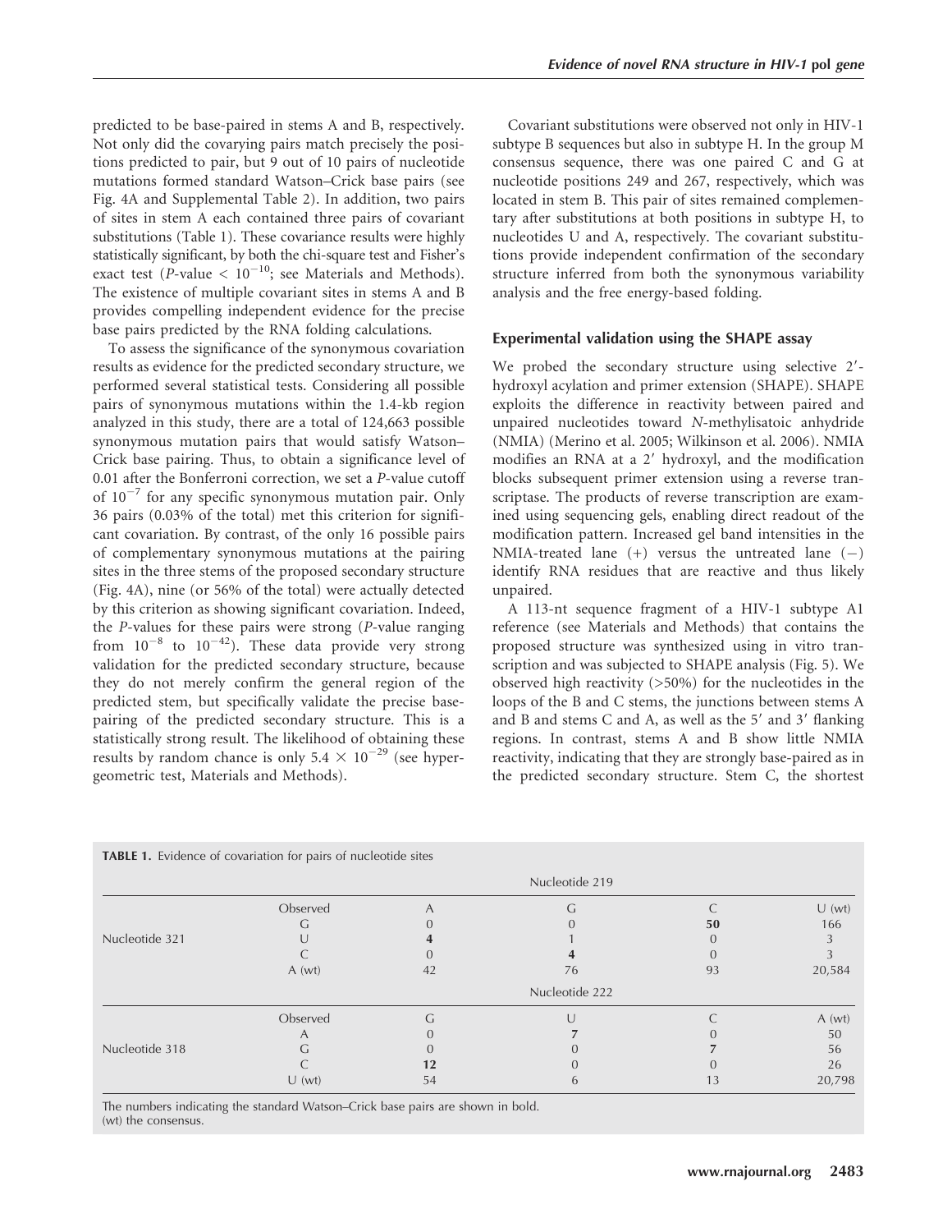predicted to be base-paired in stems A and B, respectively. Not only did the covarying pairs match precisely the positions predicted to pair, but 9 out of 10 pairs of nucleotide mutations formed standard Watson–Crick base pairs (see Fig. 4A and Supplemental Table 2). In addition, two pairs of sites in stem A each contained three pairs of covariant substitutions (Table 1). These covariance results were highly statistically significant, by both the chi-square test and Fisher's exact test ($P$-value $< 10^{-10}$; see Materials and Methods). The existence of multiple covariant sites in stems A and B provides compelling independent evidence for the precise base pairs predicted by the RNA folding calculations.

To assess the significance of the synonymous covariation results as evidence for the predicted secondary structure, we performed several statistical tests. Considering all possible pairs of synonymous mutations within the 1.4-kb region analyzed in this study, there are a total of 124,663 possible synonymous mutation pairs that would satisfy Watson–Crick base pairing. Thus, to obtain a significance level of 0.01 after the Bonferroni correction, we set a $P$-value cutoff of $10^{-7}$ for any specific synonymous mutation pair. Only 36 pairs (0.03% of the total) met this criterion for significant covariation. By contrast, of the only 16 possible pairs of complementary synonymous mutations at the pairing sites in the three stems of the proposed secondary structure (Fig. 4A), nine (or 56% of the total) were actually detected by this criterion as showing significant covariation. Indeed, the $P$-values for these pairs were strong ($P$-value ranging from $10^{-8}$ to $10^{-42}$). These data provide very strong validation for the predicted secondary structure, because they do not merely confirm the general region of the predicted stem, but specifically validate the precise base-pairing of the predicted secondary structure. This is a statistically strong result. The likelihood of obtaining these results by random chance is only $5.4 \times 10^{-29}$ (see hypergeometric test, Materials and Methods).

Covariant substitutions were observed not only in HIV-1 subtype B sequences but also in subtype H. In the group M consensus sequence, there was one paired C and G at nucleotide positions 249 and 267, respectively, which was located in stem B. This pair of sites remained complementary after substitutions at both positions in subtype H, to nucleotides U and A, respectively. The covariant substitutions provide independent confirmation of the secondary structure inferred from both the synonymous variability analysis and the free energy-based folding.

## Experimental validation using the SHAPE assay

We probed the secondary structure using selective 2′-hydroxyl acylation and primer extension (SHAPE). SHAPE exploits the difference in reactivity between paired and unpaired nucleotides toward *N*-methylisatoic anhydride (NMIA) (Merino et al. 2005; Wilkinson et al. 2006). NMIA modifies an RNA at a 2′ hydroxyl, and the modification blocks subsequent primer extension using a reverse transcriptase. The products of reverse transcription are examined using sequencing gels, enabling direct readout of the modification pattern. Increased gel band intensities in the NMIA-treated lane (+) versus the untreated lane (−) identify RNA residues that are reactive and thus likely unpaired.

A 113-nt sequence fragment of a HIV-1 subtype A1 reference (see Materials and Methods) that contains the proposed structure was synthesized using in vitro transcription and was subjected to SHAPE analysis (Fig. 5). We observed high reactivity (>50%) for the nucleotides in the loops of the B and C stems, the junctions between stems A and B and stems C and A, as well as the 5′ and 3′ flanking regions. In contrast, stems A and B show little NMIA reactivity, indicating that they are strongly base-paired as in the predicted secondary structure. Stem C, the shortest

**TABLE 1.** Evidence of covariation for pairs of nucleotide sites

| | | Nucleotide 219 | | | |
|---|---|---|---|---|---|
| | Observed | A | G | C | U (wt) |
| Nucleotide 321 | G | 0 | 0 | **50** | 166 |
| | U | **4** | 1 | 0 | 3 |
| | C | 0 | **4** | 0 | 3 |
| | A (wt) | 42 | 76 | 93 | 20,584 |
| | | Nucleotide 222 | | | |
| | Observed | G | U | C | A (wt) |
| Nucleotide 318 | A | 0 | **7** | 0 | 50 |
| | G | 0 | 0 | **7** | 56 |
| | C | **12** | 0 | 0 | 26 |
| | U (wt) | 54 | 6 | 13 | 20,798 |

The numbers indicating the standard Watson–Crick base pairs are shown in bold.
(wt) the consensus.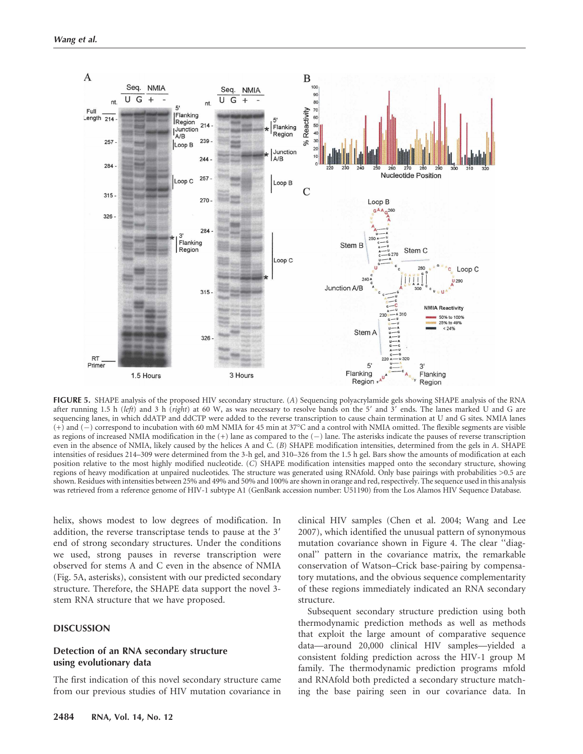**FIGURE 5.** SHAPE analysis of the proposed HIV secondary structure. (*A*) Sequencing polyacrylamide gels showing SHAPE analysis of the RNA after running 1.5 h (*left*) and 3 h (*right*) at 60 W, as was necessary to resolve bands on the 5′ and 3′ ends. The lanes marked U and G are sequencing lanes, in which ddATP and ddCTP were added to the reverse transcription to cause chain termination at U and G sites. NMIA lanes (+) and (−) correspond to incubation with 60 mM NMIA for 45 min at 37°C and a control with NMIA omitted. The flexible segments are visible as regions of increased NMIA modification in the (+) lane as compared to the (−) lane. The asterisks indicate the pauses of reverse transcription even in the absence of NMIA, likely caused by the helices A and C. (*B*) SHAPE modification intensities, determined from the gels in *A*. SHAPE intensities of residues 214–309 were determined from the 3-h gel, and 310–326 from the 1.5 h gel. Bars show the amounts of modification at each position relative to the most highly modified nucleotide. (*C*) SHAPE modification intensities mapped onto the secondary structure, showing regions of heavy modification at unpaired nucleotides. The structure was generated using RNAfold. Only base pairings with probabilities >0.5 are shown. Residues with intensities between 25% and 49% and 50% and 100% are shown in orange and red, respectively. The sequence used in this analysis was retrieved from a reference genome of HIV-1 subtype A1 (GenBank accession number: U51190) from the Los Alamos HIV Sequence Database.

helix, shows modest to low degrees of modification. In addition, the reverse transcriptase tends to pause at the 3′ end of strong secondary structures. Under the conditions we used, strong pauses in reverse transcription were observed for stems A and C even in the absence of NMIA (Fig. 5A, asterisks), consistent with our predicted secondary structure. Therefore, the SHAPE data support the novel 3-stem RNA structure that we have proposed.

## DISCUSSION

### Detection of an RNA secondary structure using evolutionary data

The first indication of this novel secondary structure came from our previous studies of HIV mutation covariance in clinical HIV samples (Chen et al. 2004; Wang and Lee 2007), which identified the unusual pattern of synonymous mutation covariance shown in Figure 4. The clear "diagonal" pattern in the covariance matrix, the remarkable conservation of Watson–Crick base-pairing by compensatory mutations, and the obvious sequence complementarity of these regions immediately indicated an RNA secondary structure.

Subsequent secondary structure prediction using both thermodynamic prediction methods as well as methods that exploit the large amount of comparative sequence data—around 20,000 clinical HIV samples—yielded a consistent folding prediction across the HIV-1 group M family. The thermodynamic prediction programs mfold and RNAfold both predicted a secondary structure matching the base pairing seen in our covariance data. In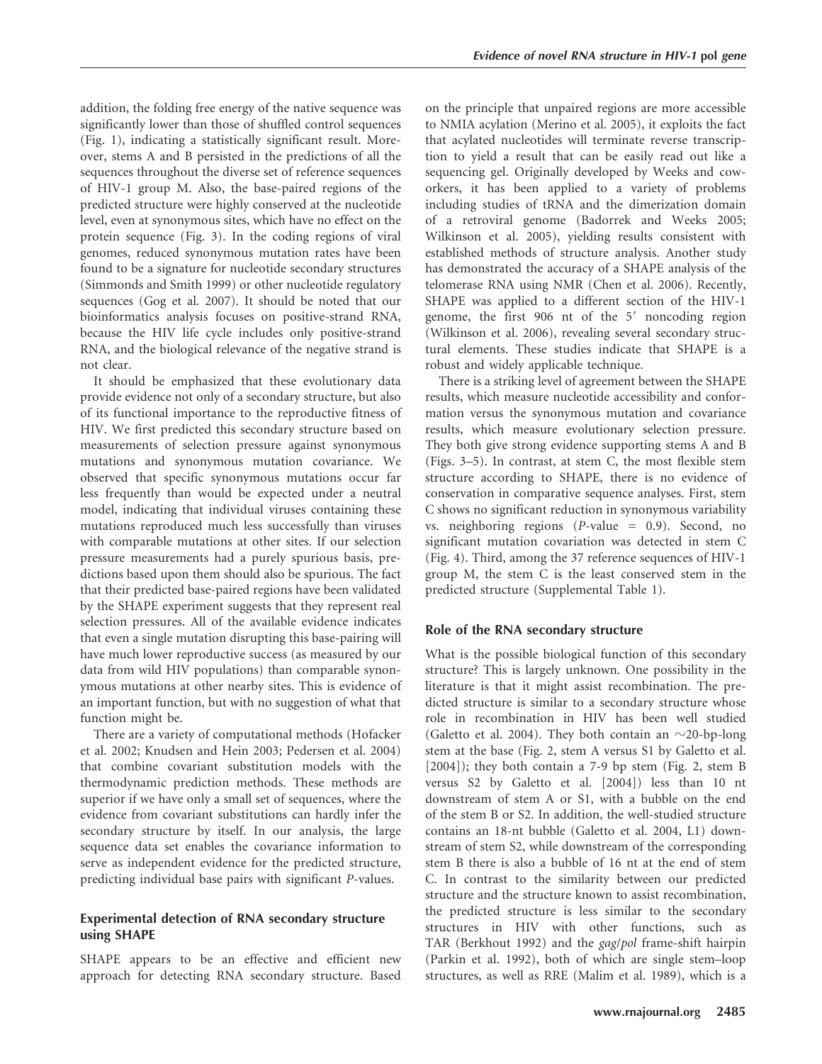addition, the folding free energy of the native sequence was significantly lower than those of shuffled control sequences (Fig. 1), indicating a statistically significant result. Moreover, stems A and B persisted in the predictions of all the sequences throughout the diverse set of reference sequences of HIV-1 group M. Also, the base-paired regions of the predicted structure were highly conserved at the nucleotide level, even at synonymous sites, which have no effect on the protein sequence (Fig. 3). In the coding regions of viral genomes, reduced synonymous mutation rates have been found to be a signature for nucleotide secondary structures (Simmonds and Smith 1999) or other nucleotide regulatory sequences (Gog et al. 2007). It should be noted that our bioinformatics analysis focuses on positive-strand RNA, because the HIV life cycle includes only positive-strand RNA, and the biological relevance of the negative strand is not clear.

It should be emphasized that these evolutionary data provide evidence not only of a secondary structure, but also of its functional importance to the reproductive fitness of HIV. We first predicted this secondary structure based on measurements of selection pressure against synonymous mutations and synonymous mutation covariance. We observed that specific synonymous mutations occur far less frequently than would be expected under a neutral model, indicating that individual viruses containing these mutations reproduced much less successfully than viruses with comparable mutations at other sites. If our selection pressure measurements had a purely spurious basis, predictions based upon them should also be spurious. The fact that their predicted base-paired regions have been validated by the SHAPE experiment suggests that they represent real selection pressures. All of the available evidence indicates that even a single mutation disrupting this base-pairing will have much lower reproductive success (as measured by our data from wild HIV populations) than comparable synonymous mutations at other nearby sites. This is evidence of an important function, but with no suggestion of what that function might be.

There are a variety of computational methods (Hofacker et al. 2002; Knudsen and Hein 2003; Pedersen et al. 2004) that combine covariant substitution models with the thermodynamic prediction methods. These methods are superior if we have only a small set of sequences, where the evidence from covariant substitutions can hardly infer the secondary structure by itself. In our analysis, the large sequence data set enables the covariance information to serve as independent evidence for the predicted structure, predicting individual base pairs with significant *P*-values.

### Experimental detection of RNA secondary structure using SHAPE

SHAPE appears to be an effective and efficient new approach for detecting RNA secondary structure. Based on the principle that unpaired regions are more accessible to NMIA acylation (Merino et al. 2005), it exploits the fact that acylated nucleotides will terminate reverse transcription to yield a result that can be easily read out like a sequencing gel. Originally developed by Weeks and coworkers, it has been applied to a variety of problems including studies of tRNA and the dimerization domain of a retroviral genome (Badorrek and Weeks 2005; Wilkinson et al. 2005), yielding results consistent with established methods of structure analysis. Another study has demonstrated the accuracy of a SHAPE analysis of the telomerase RNA using NMR (Chen et al. 2006). Recently, SHAPE was applied to a different section of the HIV-1 genome, the first 906 nt of the 5′ noncoding region (Wilkinson et al. 2006), revealing several secondary structural elements. These studies indicate that SHAPE is a robust and widely applicable technique.

There is a striking level of agreement between the SHAPE results, which measure nucleotide accessibility and conformation versus the synonymous mutation and covariance results, which measure evolutionary selection pressure. They both give strong evidence supporting stems A and B (Figs. 3–5). In contrast, at stem C, the most flexible stem structure according to SHAPE, there is no evidence of conservation in comparative sequence analyses. First, stem C shows no significant reduction in synonymous variability vs. neighboring regions (*P*-value = 0.9). Second, no significant mutation covariation was detected in stem C (Fig. 4). Third, among the 37 reference sequences of HIV-1 group M, the stem C is the least conserved stem in the predicted structure (Supplemental Table 1).

### Role of the RNA secondary structure

What is the possible biological function of this secondary structure? This is largely unknown. One possibility in the literature is that it might assist recombination. The predicted structure is similar to a secondary structure whose role in recombination in HIV has been well studied (Galetto et al. 2004). They both contain an ~20-bp-long stem at the base (Fig. 2, stem A versus S1 by Galetto et al. [2004]); they both contain a 7-9 bp stem (Fig. 2, stem B versus S2 by Galetto et al. [2004]) less than 10 nt downstream of stem A or S1, with a bubble on the end of the stem B or S2. In addition, the well-studied structure contains an 18-nt bubble (Galetto et al. 2004, L1) downstream of stem S2, while downstream of the corresponding stem B there is also a bubble of 16 nt at the end of stem C. In contrast to the similarity between our predicted structure and the structure known to assist recombination, the predicted structure is less similar to the secondary structures in HIV with other functions, such as TAR (Berkhout 1992) and the *gag/pol* frame-shift hairpin (Parkin et al. 1992), both of which are single stem–loop structures, as well as RRE (Malim et al. 1989), which is a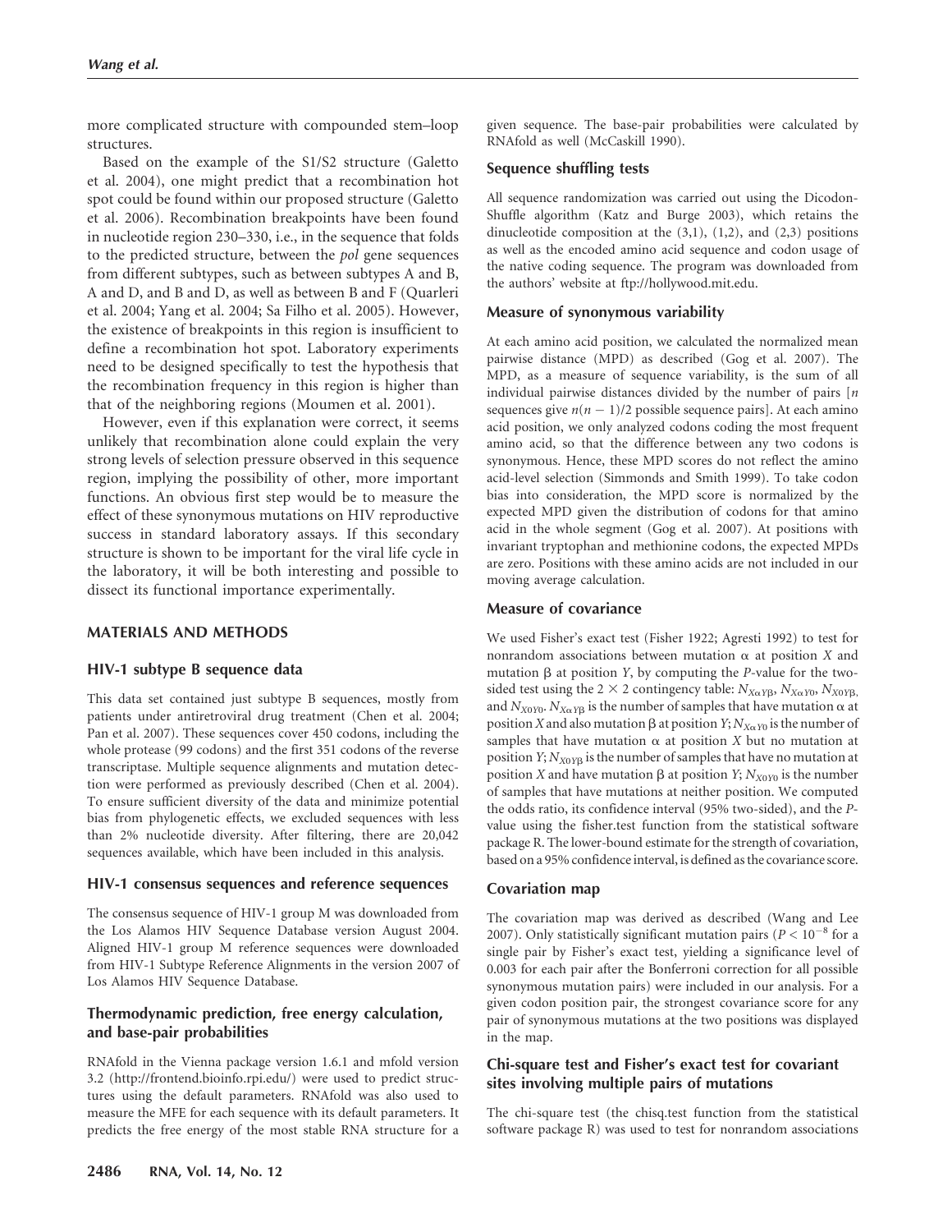more complicated structure with compounded stem–loop structures.

Based on the example of the S1/S2 structure (Galetto et al. 2004), one might predict that a recombination hot spot could be found within our proposed structure (Galetto et al. 2006). Recombination breakpoints have been found in nucleotide region 230–330, i.e., in the sequence that folds to the predicted structure, between the *pol* gene sequences from different subtypes, such as between subtypes A and B, A and D, and B and D, as well as between B and F (Quarleri et al. 2004; Yang et al. 2004; Sa Filho et al. 2005). However, the existence of breakpoints in this region is insufficient to define a recombination hot spot. Laboratory experiments need to be designed specifically to test the hypothesis that the recombination frequency in this region is higher than that of the neighboring regions (Moumen et al. 2001).

However, even if this explanation were correct, it seems unlikely that recombination alone could explain the very strong levels of selection pressure observed in this sequence region, implying the possibility of other, more important functions. An obvious first step would be to measure the effect of these synonymous mutations on HIV reproductive success in standard laboratory assays. If this secondary structure is shown to be important for the viral life cycle in the laboratory, it will be both interesting and possible to dissect its functional importance experimentally.

## MATERIALS AND METHODS

### HIV-1 subtype B sequence data

This data set contained just subtype B sequences, mostly from patients under antiretroviral drug treatment (Chen et al. 2004; Pan et al. 2007). These sequences cover 450 codons, including the whole protease (99 codons) and the first 351 codons of the reverse transcriptase. Multiple sequence alignments and mutation detection were performed as previously described (Chen et al. 2004). To ensure sufficient diversity of the data and minimize potential bias from phylogenetic effects, we excluded sequences with less than 2% nucleotide diversity. After filtering, there are 20,042 sequences available, which have been included in this analysis.

### HIV-1 consensus sequences and reference sequences

The consensus sequence of HIV-1 group M was downloaded from the Los Alamos HIV Sequence Database version August 2004. Aligned HIV-1 group M reference sequences were downloaded from HIV-1 Subtype Reference Alignments in the version 2007 of Los Alamos HIV Sequence Database.

### Thermodynamic prediction, free energy calculation, and base-pair probabilities

RNAfold in the Vienna package version 1.6.1 and mfold version 3.2 (http://frontend.bioinfo.rpi.edu/) were used to predict structures using the default parameters. RNAfold was also used to measure the MFE for each sequence with its default parameters. It predicts the free energy of the most stable RNA structure for a given sequence. The base-pair probabilities were calculated by RNAfold as well (McCaskill 1990).

### Sequence shuffling tests

All sequence randomization was carried out using the Dicodon-Shuffle algorithm (Katz and Burge 2003), which retains the dinucleotide composition at the (3,1), (1,2), and (2,3) positions as well as the encoded amino acid sequence and codon usage of the native coding sequence. The program was downloaded from the authors' website at ftp://hollywood.mit.edu.

### Measure of synonymous variability

At each amino acid position, we calculated the normalized mean pairwise distance (MPD) as described (Gog et al. 2007). The MPD, as a measure of sequence variability, is the sum of all individual pairwise distances divided by the number of pairs [$n$ sequences give $n(n-1)/2$ possible sequence pairs]. At each amino acid position, we only analyzed codons coding the most frequent amino acid, so that the difference between any two codons is synonymous. Hence, these MPD scores do not reflect the amino acid-level selection (Simmonds and Smith 1999). To take codon bias into consideration, the MPD score is normalized by the expected MPD given the distribution of codons for that amino acid in the whole segment (Gog et al. 2007). At positions with invariant tryptophan and methionine codons, the expected MPDs are zero. Positions with these amino acids are not included in our moving average calculation.

### Measure of covariance

We used Fisher's exact test (Fisher 1922; Agresti 1992) to test for nonrandom associations between mutation $\alpha$ at position $X$ and mutation $\beta$ at position $Y$, by computing the $P$-value for the two-sided test using the $2 \times 2$ contingency table: $N_{X\alpha Y\beta}$, $N_{X\alpha Y0}$, $N_{X0Y\beta}$, and $N_{X0Y0}$. $N_{X\alpha Y\beta}$ is the number of samples that have mutation $\alpha$ at position $X$ and also mutation $\beta$ at position $Y$; $N_{X\alpha Y0}$ is the number of samples that have mutation $\alpha$ at position $X$ but no mutation at position $Y$; $N_{X0Y\beta}$ is the number of samples that have no mutation at position $X$ and have mutation $\beta$ at position $Y$; $N_{X0Y0}$ is the number of samples that have mutations at neither position. We computed the odds ratio, its confidence interval (95% two-sided), and the $P$-value using the fisher.test function from the statistical software package R. The lower-bound estimate for the strength of covariation, based on a 95% confidence interval, is defined as the covariance score.

### Covariation map

The covariation map was derived as described (Wang and Lee 2007). Only statistically significant mutation pairs ($P < 10^{-8}$ for a single pair by Fisher's exact test, yielding a significance level of 0.003 for each pair after the Bonferroni correction for all possible synonymous mutation pairs) were included in our analysis. For a given codon position pair, the strongest covariance score for any pair of synonymous mutations at the two positions was displayed in the map.

### Chi-square test and Fisher's exact test for covariant sites involving multiple pairs of mutations

The chi-square test (the chisq.test function from the statistical software package R) was used to test for nonrandom associations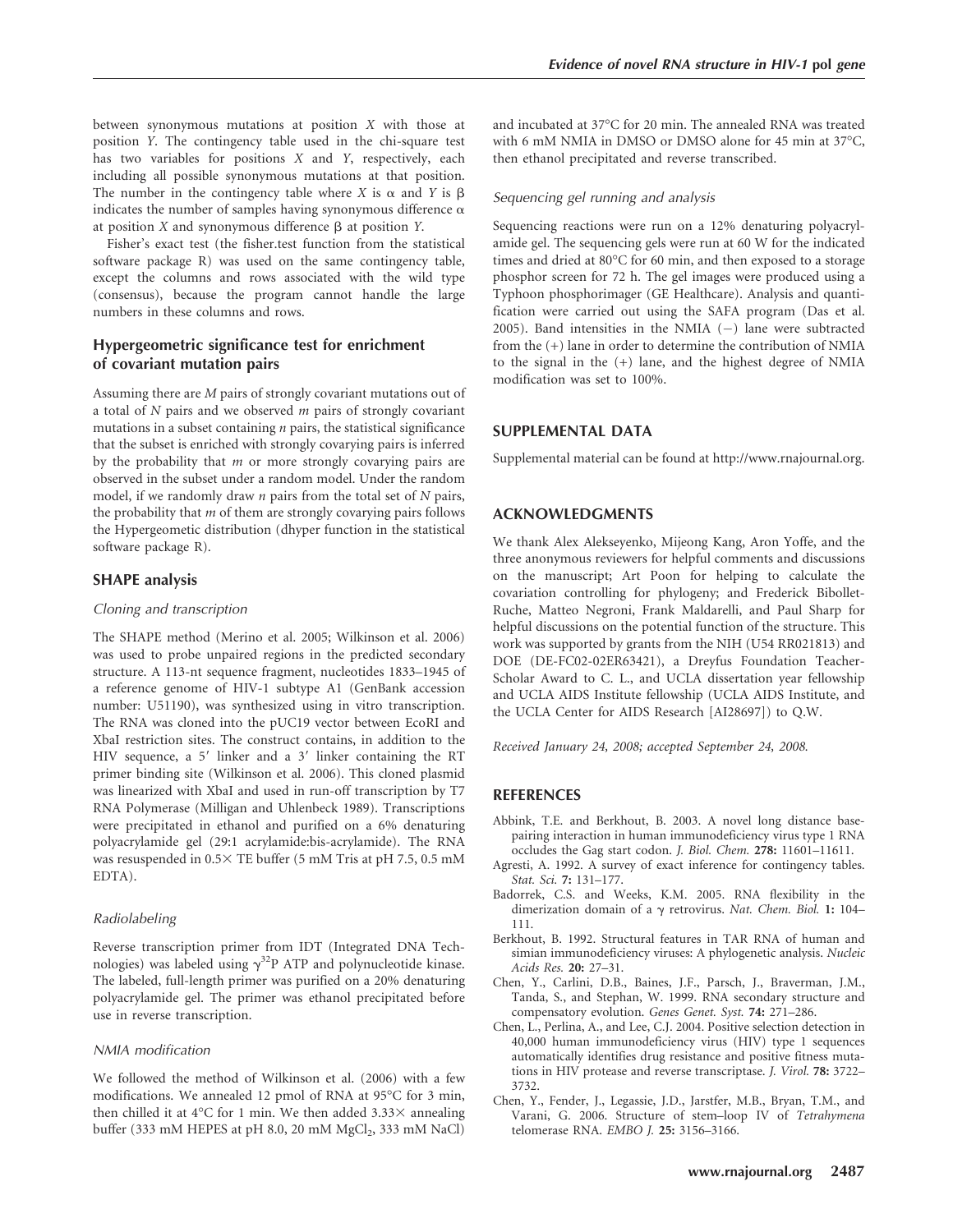between synonymous mutations at position $X$ with those at position $Y$. The contingency table used in the chi-square test has two variables for positions $X$ and $Y$, respectively, each including all possible synonymous mutations at that position. The number in the contingency table where $X$ is $\alpha$ and $Y$ is $\beta$ indicates the number of samples having synonymous difference $\alpha$ at position $X$ and synonymous difference $\beta$ at position $Y$.

Fisher's exact test (the fisher.test function from the statistical software package R) was used on the same contingency table, except the columns and rows associated with the wild type (consensus), because the program cannot handle the large numbers in these columns and rows.

## Hypergeometric significance test for enrichment of covariant mutation pairs

Assuming there are $M$ pairs of strongly covariant mutations out of a total of $N$ pairs and we observed $m$ pairs of strongly covariant mutations in a subset containing $n$ pairs, the statistical significance that the subset is enriched with strongly covarying pairs is inferred by the probability that $m$ or more strongly covarying pairs are observed in the subset under a random model. Under the random model, if we randomly draw $n$ pairs from the total set of $N$ pairs, the probability that $m$ of them are strongly covarying pairs follows the Hypergeometic distribution (dhyper function in the statistical software package R).

## SHAPE analysis

### *Cloning and transcription*

The SHAPE method (Merino et al. 2005; Wilkinson et al. 2006) was used to probe unpaired regions in the predicted secondary structure. A 113-nt sequence fragment, nucleotides 1833–1945 of a reference genome of HIV-1 subtype A1 (GenBank accession number: U51190), was synthesized using in vitro transcription. The RNA was cloned into the pUC19 vector between EcoRI and XbaI restriction sites. The construct contains, in addition to the HIV sequence, a 5′ linker and a 3′ linker containing the RT primer binding site (Wilkinson et al. 2006). This cloned plasmid was linearized with XbaI and used in run-off transcription by T7 RNA Polymerase (Milligan and Uhlenbeck 1989). Transcriptions were precipitated in ethanol and purified on a 6% denaturing polyacrylamide gel (29:1 acrylamide:bis-acrylamide). The RNA was resuspended in 0.5× TE buffer (5 mM Tris at pH 7.5, 0.5 mM EDTA).

### *Radiolabeling*

Reverse transcription primer from IDT (Integrated DNA Technologies) was labeled using $\gamma^{32}P$ ATP and polynucleotide kinase. The labeled, full-length primer was purified on a 20% denaturing polyacrylamide gel. The primer was ethanol precipitated before use in reverse transcription.

### *NMIA modification*

We followed the method of Wilkinson et al. (2006) with a few modifications. We annealed 12 pmol of RNA at 95°C for 3 min, then chilled it at 4°C for 1 min. We then added 3.33× annealing buffer (333 mM HEPES at pH 8.0, 20 mM $MgCl_2$, 333 mM NaCl) and incubated at 37°C for 20 min. The annealed RNA was treated with 6 mM NMIA in DMSO or DMSO alone for 45 min at 37°C, then ethanol precipitated and reverse transcribed.

### *Sequencing gel running and analysis*

Sequencing reactions were run on a 12% denaturing polyacrylamide gel. The sequencing gels were run at 60 W for the indicated times and dried at 80°C for 60 min, and then exposed to a storage phosphor screen for 72 h. The gel images were produced using a Typhoon phosphorimager (GE Healthcare). Analysis and quantification were carried out using the SAFA program (Das et al. 2005). Band intensities in the NMIA (−) lane were subtracted from the (+) lane in order to determine the contribution of NMIA to the signal in the (+) lane, and the highest degree of NMIA modification was set to 100%.

## SUPPLEMENTAL DATA

Supplemental material can be found at http://www.rnajournal.org.

## ACKNOWLEDGMENTS

We thank Alex Alekseyenko, Mijeong Kang, Aron Yoffe, and the three anonymous reviewers for helpful comments and discussions on the manuscript; Art Poon for helping to calculate the covariation controlling for phylogeny; and Frederick Bibollet-Ruche, Matteo Negroni, Frank Maldarelli, and Paul Sharp for helpful discussions on the potential function of the structure. This work was supported by grants from the NIH (U54 RR021813) and DOE (DE-FC02-02ER63421), a Dreyfus Foundation Teacher-Scholar Award to C. L., and UCLA dissertation year fellowship and UCLA AIDS Institute fellowship (UCLA AIDS Institute, and the UCLA Center for AIDS Research [AI28697]) to Q.W.

*Received January 24, 2008; accepted September 24, 2008.*

## REFERENCES

Abbink, T.E. and Berkhout, B. 2003. A novel long distance base-pairing interaction in human immunodeficiency virus type 1 RNA occludes the Gag start codon. *J. Biol. Chem.* **278:** 11601–11611.

Agresti, A. 1992. A survey of exact inference for contingency tables. *Stat. Sci.* **7:** 131–177.

Badorrek, C.S. and Weeks, K.M. 2005. RNA flexibility in the dimerization domain of a γ retrovirus. *Nat. Chem. Biol.* **1:** 104–111.

Berkhout, B. 1992. Structural features in TAR RNA of human and simian immunodeficiency viruses: A phylogenetic analysis. *Nucleic Acids Res.* **20:** 27–31.

Chen, Y., Carlini, D.B., Baines, J.F., Parsch, J., Braverman, J.M., Tanda, S., and Stephan, W. 1999. RNA secondary structure and compensatory evolution. *Genes Genet. Syst.* **74:** 271–286.

Chen, L., Perlina, A., and Lee, C.J. 2004. Positive selection detection in 40,000 human immunodeficiency virus (HIV) type 1 sequences automatically identifies drug resistance and positive fitness mutations in HIV protease and reverse transcriptase. *J. Virol.* **78:** 3722–3732.

Chen, Y., Fender, J., Legassie, J.D., Jarstfer, M.B., Bryan, T.M., and Varani, G. 2006. Structure of stem–loop IV of *Tetrahymena* telomerase RNA. *EMBO J.* **25:** 3156–3166.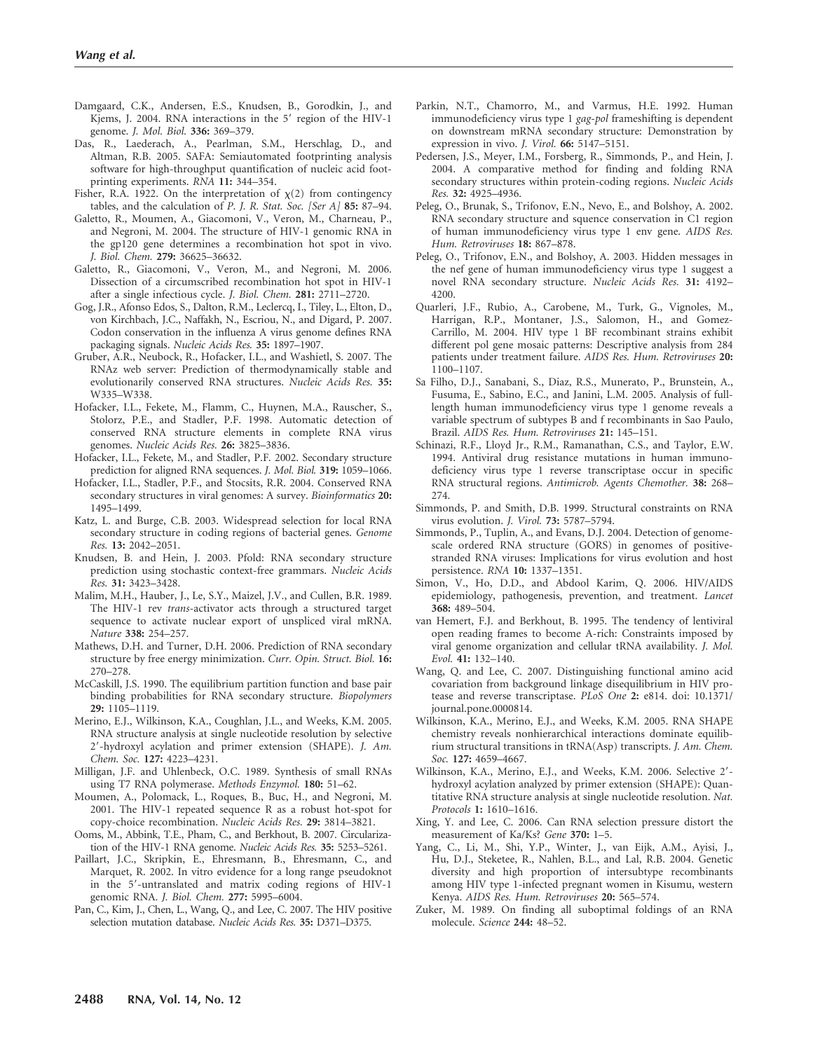Damgaard, C.K., Andersen, E.S., Knudsen, B., Gorodkin, J., and Kjems, J. 2004. RNA interactions in the 5′ region of the HIV-1 genome. *J. Mol. Biol.* **336:** 369–379.

Das, R., Laederach, A., Pearlman, S.M., Herschlag, D., and Altman, R.B. 2005. SAFA: Semiautomated footprinting analysis software for high-throughput quantification of nucleic acid footprinting experiments. *RNA* **11:** 344–354.

Fisher, R.A. 1922. On the interpretation of $\chi(2)$ from contingency tables, and the calculation of *P. J. R. Stat. Soc. [Ser A]* **85:** 87–94.

Galetto, R., Moumen, A., Giacomoni, V., Veron, M., Charneau, P., and Negroni, M. 2004. The structure of HIV-1 genomic RNA in the gp120 gene determines a recombination hot spot in vivo. *J. Biol. Chem.* **279:** 36625–36632.

Galetto, R., Giacomoni, V., Veron, M., and Negroni, M. 2006. Dissection of a circumscribed recombination hot spot in HIV-1 after a single infectious cycle. *J. Biol. Chem.* **281:** 2711–2720.

Gog, J.R., Afonso Edos, S., Dalton, R.M., Leclercq, I., Tiley, L., Elton, D., von Kirchbach, J.C., Naffakh, N., Escriou, N., and Digard, P. 2007. Codon conservation in the influenza A virus genome defines RNA packaging signals. *Nucleic Acids Res.* **35:** 1897–1907.

Gruber, A.R., Neubock, R., Hofacker, I.L., and Washietl, S. 2007. The RNAz web server: Prediction of thermodynamically stable and evolutionarily conserved RNA structures. *Nucleic Acids Res.* **35:** W335–W338.

Hofacker, I.L., Fekete, M., Flamm, C., Huynen, M.A., Rauscher, S., Stolorz, P.E., and Stadler, P.F. 1998. Automatic detection of conserved RNA structure elements in complete RNA virus genomes. *Nucleic Acids Res.* **26:** 3825–3836.

Hofacker, I.L., Fekete, M., and Stadler, P.F. 2002. Secondary structure prediction for aligned RNA sequences. *J. Mol. Biol.* **319:** 1059–1066.

Hofacker, I.L., Stadler, P.F., and Stocsits, R.R. 2004. Conserved RNA secondary structures in viral genomes: A survey. *Bioinformatics* **20:** 1495–1499.

Katz, L. and Burge, C.B. 2003. Widespread selection for local RNA secondary structure in coding regions of bacterial genes. *Genome Res.* **13:** 2042–2051.

Knudsen, B. and Hein, J. 2003. Pfold: RNA secondary structure prediction using stochastic context-free grammars. *Nucleic Acids Res.* **31:** 3423–3428.

Malim, M.H., Hauber, J., Le, S.Y., Maizel, J.V., and Cullen, B.R. 1989. The HIV-1 rev *trans*-activator acts through a structured target sequence to activate nuclear export of unspliced viral mRNA. *Nature* **338:** 254–257.

Mathews, D.H. and Turner, D.H. 2006. Prediction of RNA secondary structure by free energy minimization. *Curr. Opin. Struct. Biol.* **16:** 270–278.

McCaskill, J.S. 1990. The equilibrium partition function and base pair binding probabilities for RNA secondary structure. *Biopolymers* **29:** 1105–1119.

Merino, E.J., Wilkinson, K.A., Coughlan, J.L., and Weeks, K.M. 2005. RNA structure analysis at single nucleotide resolution by selective 2′-hydroxyl acylation and primer extension (SHAPE). *J. Am. Chem. Soc.* **127:** 4223–4231.

Milligan, J.F. and Uhlenbeck, O.C. 1989. Synthesis of small RNAs using T7 RNA polymerase. *Methods Enzymol.* **180:** 51–62.

Moumen, A., Polomack, L., Roques, B., Buc, H., and Negroni, M. 2001. The HIV-1 repeated sequence R as a robust hot-spot for copy-choice recombination. *Nucleic Acids Res.* **29:** 3814–3821.

Ooms, M., Abbink, T.E., Pham, C., and Berkhout, B. 2007. Circularization of the HIV-1 RNA genome. *Nucleic Acids Res.* **35:** 5253–5261.

Paillart, J.C., Skripkin, E., Ehresmann, B., Ehresmann, C., and Marquet, R. 2002. In vitro evidence for a long range pseudoknot in the 5′-untranslated and matrix coding regions of HIV-1 genomic RNA. *J. Biol. Chem.* **277:** 5995–6004.

Pan, C., Kim, J., Chen, L., Wang, Q., and Lee, C. 2007. The HIV positive selection mutation database. *Nucleic Acids Res.* **35:** D371–D375.

Parkin, N.T., Chamorro, M., and Varmus, H.E. 1992. Human immunodeficiency virus type 1 *gag-pol* frameshifting is dependent on downstream mRNA secondary structure: Demonstration by expression in vivo. *J. Virol.* **66:** 5147–5151.

Pedersen, J.S., Meyer, I.M., Forsberg, R., Simmonds, P., and Hein, J. 2004. A comparative method for finding and folding RNA secondary structures within protein-coding regions. *Nucleic Acids Res.* **32:** 4925–4936.

Peleg, O., Brunak, S., Trifonov, E.N., Nevo, E., and Bolshoy, A. 2002. RNA secondary structure and squence conservation in C1 region of human immunodeficiency virus type 1 env gene. *AIDS Res. Hum. Retroviruses* **18:** 867–878.

Peleg, O., Trifonov, E.N., and Bolshoy, A. 2003. Hidden messages in the nef gene of human immunodeficiency virus type 1 suggest a novel RNA secondary structure. *Nucleic Acids Res.* **31:** 4192–4200.

Quarleri, J.F., Rubio, A., Carobene, M., Turk, G., Vignoles, M., Harrigan, R.P., Montaner, J.S., Salomon, H., and Gomez-Carrillo, M. 2004. HIV type 1 BF recombinant strains exhibit different pol gene mosaic patterns: Descriptive analysis from 284 patients under treatment failure. *AIDS Res. Hum. Retroviruses* **20:** 1100–1107.

Sa Filho, D.J., Sanabani, S., Diaz, R.S., Munerato, P., Brunstein, A., Fusuma, E., Sabino, E.C., and Janini, L.M. 2005. Analysis of full-length human immunodeficiency virus type 1 genome reveals a variable spectrum of subtypes B and f recombinants in Sao Paulo, Brazil. *AIDS Res. Hum. Retroviruses* **21:** 145–151.

Schinazi, R.F., Lloyd Jr., R.M., Ramanathan, C.S., and Taylor, E.W. 1994. Antiviral drug resistance mutations in human immunodeficiency virus type 1 reverse transcriptase occur in specific RNA structural regions. *Antimicrob. Agents Chemother.* **38:** 268–274.

Simmonds, P. and Smith, D.B. 1999. Structural constraints on RNA virus evolution. *J. Virol.* **73:** 5787–5794.

Simmonds, P., Tuplin, A., and Evans, D.J. 2004. Detection of genome-scale ordered RNA structure (GORS) in genomes of positive-stranded RNA viruses: Implications for virus evolution and host persistence. *RNA* **10:** 1337–1351.

Simon, V., Ho, D.D., and Abdool Karim, Q. 2006. HIV/AIDS epidemiology, pathogenesis, prevention, and treatment. *Lancet* **368:** 489–504.

van Hemert, F.J. and Berkhout, B. 1995. The tendency of lentiviral open reading frames to become A-rich: Constraints imposed by viral genome organization and cellular tRNA availability. *J. Mol. Evol.* **41:** 132–140.

Wang, Q. and Lee, C. 2007. Distinguishing functional amino acid covariation from background linkage disequilibrium in HIV protease and reverse transcriptase. *PLoS One* **2:** e814. doi: 10.1371/journal.pone.0000814.

Wilkinson, K.A., Merino, E.J., and Weeks, K.M. 2005. RNA SHAPE chemistry reveals nonhierarchical interactions dominate equilibrium structural transitions in tRNA(Asp) transcripts. *J. Am. Chem. Soc.* **127:** 4659–4667.

Wilkinson, K.A., Merino, E.J., and Weeks, K.M. 2006. Selective 2′-hydroxyl acylation analyzed by primer extension (SHAPE): Quantitative RNA structure analysis at single nucleotide resolution. *Nat. Protocols* **1:** 1610–1616.

Xing, Y. and Lee, C. 2006. Can RNA selection pressure distort the measurement of Ka/Ks? *Gene* **370:** 1–5.

Yang, C., Li, M., Shi, Y.P., Winter, J., van Eijk, A.M., Ayisi, J., Hu, D.J., Steketee, R., Nahlen, B.L., and Lal, R.B. 2004. Genetic diversity and high proportion of intersubtype recombinants among HIV type 1-infected pregnant women in Kisumu, western Kenya. *AIDS Res. Hum. Retroviruses* **20:** 565–574.

Zuker, M. 1989. On finding all suboptimal foldings of an RNA molecule. *Science* **244:** 48–52.